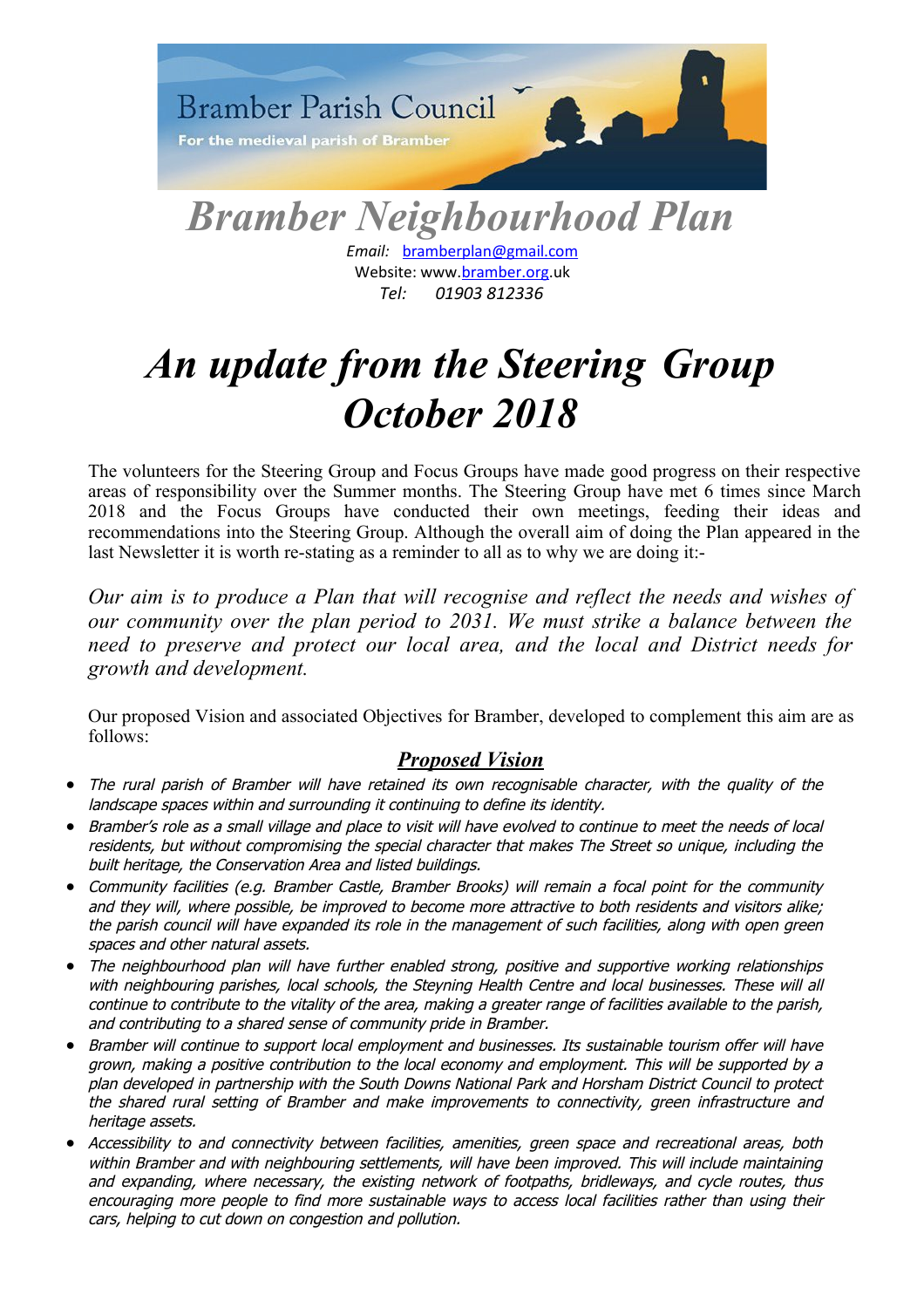Bramber Parish Council

For the medieval parish of Bramber

# *Bramber Neighbourhood Plan*

*Email:* bramberplan@gmail.com
Website: www.bramber.org.uk
*Tel: 01903 812336*

# *An update from the Steering Group October 2018*

The volunteers for the Steering Group and Focus Groups have made good progress on their respective areas of responsibility over the Summer months. The Steering Group have met 6 times since March 2018 and the Focus Groups have conducted their own meetings, feeding their ideas and recommendations into the Steering Group. Although the overall aim of doing the Plan appeared in the last Newsletter it is worth re-stating as a reminder to all as to why we are doing it:-

*Our aim is to produce a Plan that will recognise and reflect the needs and wishes of our community over the plan period to 2031. We must strike a balance between the need to preserve and protect our local area, and the local and District needs for growth and development.*

Our proposed Vision and associated Objectives for Bramber, developed to complement this aim are as follows:

## ***Proposed Vision***

- *The rural parish of Bramber will have retained its own recognisable character, with the quality of the landscape spaces within and surrounding it continuing to define its identity.*
- *Bramber's role as a small village and place to visit will have evolved to continue to meet the needs of local residents, but without compromising the special character that makes The Street so unique, including the built heritage, the Conservation Area and listed buildings.*
- *Community facilities (e.g. Bramber Castle, Bramber Brooks) will remain a focal point for the community and they will, where possible, be improved to become more attractive to both residents and visitors alike; the parish council will have expanded its role in the management of such facilities, along with open green spaces and other natural assets.*
- *The neighbourhood plan will have further enabled strong, positive and supportive working relationships with neighbouring parishes, local schools, the Steyning Health Centre and local businesses. These will all continue to contribute to the vitality of the area, making a greater range of facilities available to the parish, and contributing to a shared sense of community pride in Bramber.*
- *Bramber will continue to support local employment and businesses. Its sustainable tourism offer will have grown, making a positive contribution to the local economy and employment. This will be supported by a plan developed in partnership with the South Downs National Park and Horsham District Council to protect the shared rural setting of Bramber and make improvements to connectivity, green infrastructure and heritage assets.*
- *Accessibility to and connectivity between facilities, amenities, green space and recreational areas, both within Bramber and with neighbouring settlements, will have been improved. This will include maintaining and expanding, where necessary, the existing network of footpaths, bridleways, and cycle routes, thus encouraging more people to find more sustainable ways to access local facilities rather than using their cars, helping to cut down on congestion and pollution.*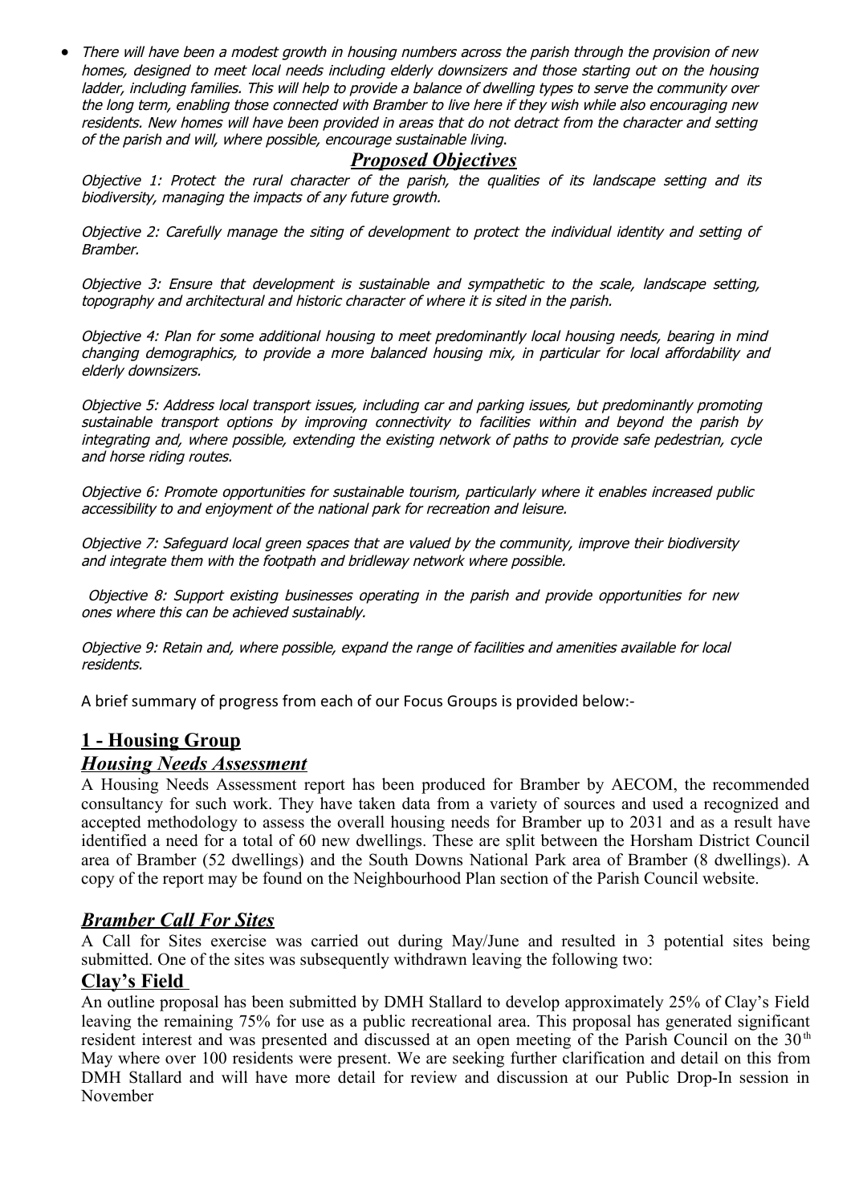- *There will have been a modest growth in housing numbers across the parish through the provision of new homes, designed to meet local needs including elderly downsizers and those starting out on the housing ladder, including families. This will help to provide a balance of dwelling types to serve the community over the long term, enabling those connected with Bramber to live here if they wish while also encouraging new residents. New homes will have been provided in areas that do not detract from the character and setting of the parish and will, where possible, encourage sustainable living.*

## *Proposed Objectives*

*Objective 1: Protect the rural character of the parish, the qualities of its landscape setting and its biodiversity, managing the impacts of any future growth.*

*Objective 2: Carefully manage the siting of development to protect the individual identity and setting of Bramber.*

*Objective 3: Ensure that development is sustainable and sympathetic to the scale, landscape setting, topography and architectural and historic character of where it is sited in the parish.*

*Objective 4: Plan for some additional housing to meet predominantly local housing needs, bearing in mind changing demographics, to provide a more balanced housing mix, in particular for local affordability and elderly downsizers.*

*Objective 5: Address local transport issues, including car and parking issues, but predominantly promoting sustainable transport options by improving connectivity to facilities within and beyond the parish by integrating and, where possible, extending the existing network of paths to provide safe pedestrian, cycle and horse riding routes.*

*Objective 6: Promote opportunities for sustainable tourism, particularly where it enables increased public accessibility to and enjoyment of the national park for recreation and leisure.*

*Objective 7: Safeguard local green spaces that are valued by the community, improve their biodiversity and integrate them with the footpath and bridleway network where possible.*

*Objective 8: Support existing businesses operating in the parish and provide opportunities for new ones where this can be achieved sustainably.*

*Objective 9: Retain and, where possible, expand the range of facilities and amenities available for local residents.*

A brief summary of progress from each of our Focus Groups is provided below:-

## **1 - Housing Group**

### *Housing Needs Assessment*

A Housing Needs Assessment report has been produced for Bramber by AECOM, the recommended consultancy for such work. They have taken data from a variety of sources and used a recognized and accepted methodology to assess the overall housing needs for Bramber up to 2031 and as a result have identified a need for a total of 60 new dwellings. These are split between the Horsham District Council area of Bramber (52 dwellings) and the South Downs National Park area of Bramber (8 dwellings). A copy of the report may be found on the Neighbourhood Plan section of the Parish Council website.

### *Bramber Call For Sites*

A Call for Sites exercise was carried out during May/June and resulted in 3 potential sites being submitted. One of the sites was subsequently withdrawn leaving the following two:

### **Clay's Field**

An outline proposal has been submitted by DMH Stallard to develop approximately 25% of Clay's Field leaving the remaining 75% for use as a public recreational area. This proposal has generated significant resident interest and was presented and discussed at an open meeting of the Parish Council on the 30th May where over 100 residents were present. We are seeking further clarification and detail on this from DMH Stallard and will have more detail for review and discussion at our Public Drop-In session in November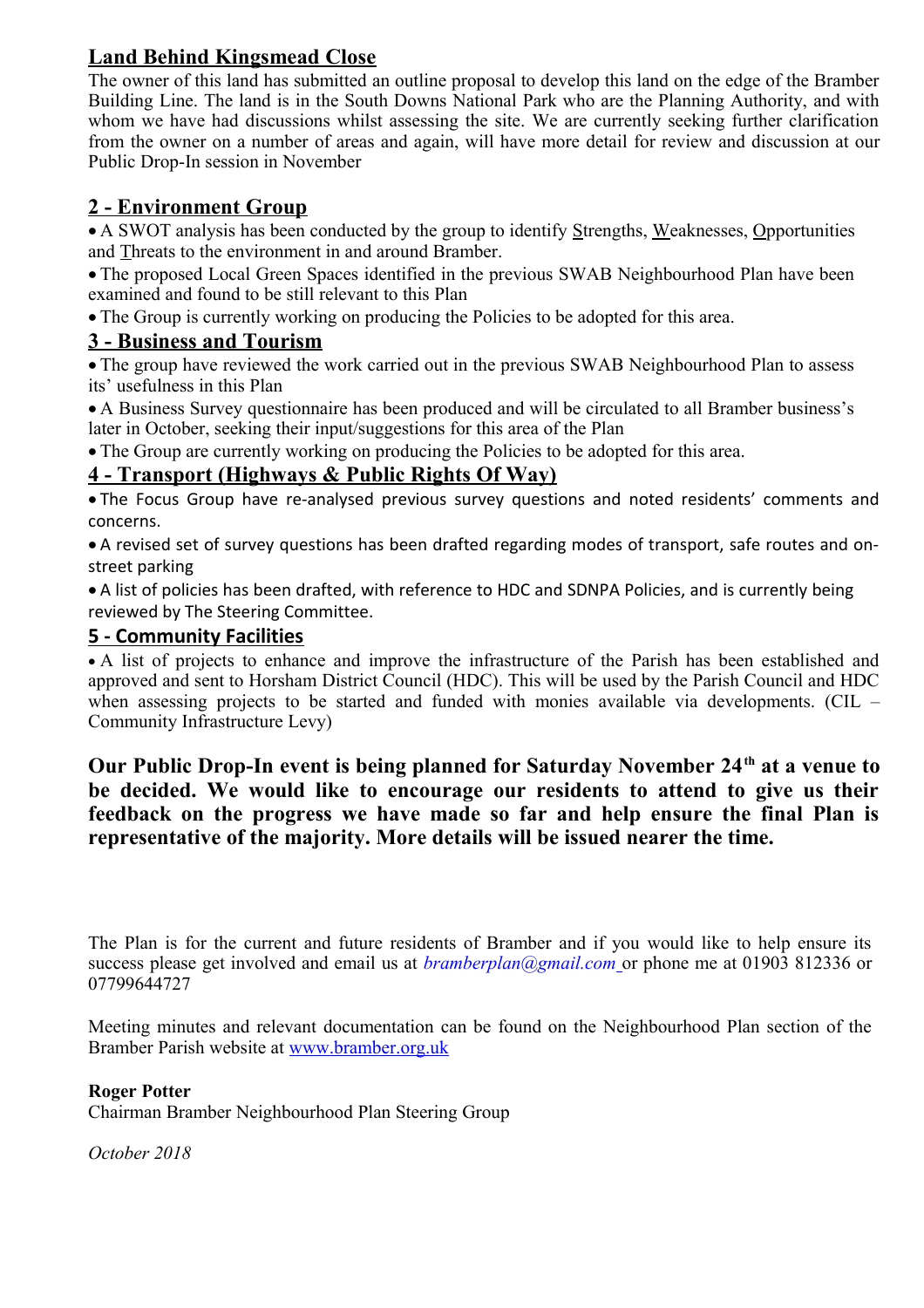## Land Behind Kingsmead Close

The owner of this land has submitted an outline proposal to develop this land on the edge of the Bramber Building Line. The land is in the South Downs National Park who are the Planning Authority, and with whom we have had discussions whilst assessing the site. We are currently seeking further clarification from the owner on a number of areas and again, will have more detail for review and discussion at our Public Drop-In session in November

## 2 - Environment Group

- A SWOT analysis has been conducted by the group to identify Strengths, Weaknesses, Opportunities and Threats to the environment in and around Bramber.
- The proposed Local Green Spaces identified in the previous SWAB Neighbourhood Plan have been examined and found to be still relevant to this Plan
- The Group is currently working on producing the Policies to be adopted for this area.

## 3 - Business and Tourism

- The group have reviewed the work carried out in the previous SWAB Neighbourhood Plan to assess its' usefulness in this Plan
- A Business Survey questionnaire has been produced and will be circulated to all Bramber business's later in October, seeking their input/suggestions for this area of the Plan
- The Group are currently working on producing the Policies to be adopted for this area.

## 4 - Transport (Highways & Public Rights Of Way)

- The Focus Group have re-analysed previous survey questions and noted residents' comments and concerns.
- A revised set of survey questions has been drafted regarding modes of transport, safe routes and on-street parking
- A list of policies has been drafted, with reference to HDC and SDNPA Policies, and is currently being reviewed by The Steering Committee.

## 5 - Community Facilities

- A list of projects to enhance and improve the infrastructure of the Parish has been established and approved and sent to Horsham District Council (HDC). This will be used by the Parish Council and HDC when assessing projects to be started and funded with monies available via developments. (CIL – Community Infrastructure Levy)

**Our Public Drop-In event is being planned for Saturday November 24th at a venue to be decided. We would like to encourage our residents to attend to give us their feedback on the progress we have made so far and help ensure the final Plan is representative of the majority. More details will be issued nearer the time.**

The Plan is for the current and future residents of Bramber and if you would like to help ensure its success please get involved and email us at *bramberplan@gmail.com* or phone me at 01903 812336 or 07799644727

Meeting minutes and relevant documentation can be found on the Neighbourhood Plan section of the Bramber Parish website at www.bramber.org.uk

**Roger Potter**
Chairman Bramber Neighbourhood Plan Steering Group

*October 2018*